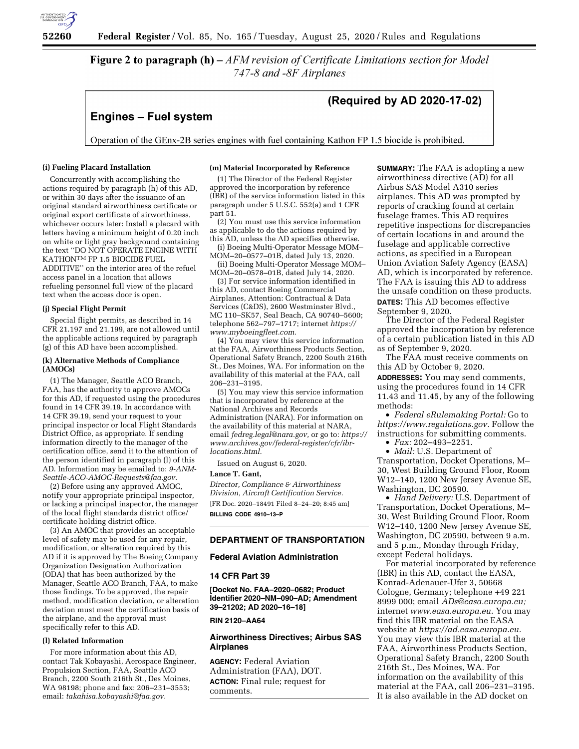**Figure 2 to paragraph (h) –** *AFM revision of Certificate Limitations section for Model 747-8 and -8F Airplanes*

| **(Required by AD 2020-17-02)** |
|---|
| **Engines – Fuel system** |
| Operation of the GEnx-2B series engines with fuel containing Kathon FP 1.5 biocide is prohibited. |

**(i) Fueling Placard Installation**

Concurrently with accomplishing the actions required by paragraph (h) of this AD, or within 30 days after the issuance of an original standard airworthiness certificate or original export certificate of airworthiness, whichever occurs later: Install a placard with letters having a minimum height of 0.20 inch on white or light gray background containing the text ''DO NOT OPERATE ENGINE WITH KATHON™ FP 1.5 BIOCIDE FUEL ADDITIVE'' on the interior area of the refuel access panel in a location that allows refueling personnel full view of the placard text when the access door is open.

**(j) Special Flight Permit**

Special flight permits, as described in 14 CFR 21.197 and 21.199, are not allowed until the applicable actions required by paragraph (g) of this AD have been accomplished.

**(k) Alternative Methods of Compliance (AMOCs)**

(1) The Manager, Seattle ACO Branch, FAA, has the authority to approve AMOCs for this AD, if requested using the procedures found in 14 CFR 39.19. In accordance with 14 CFR 39.19, send your request to your principal inspector or local Flight Standards District Office, as appropriate. If sending information directly to the manager of the certification office, send it to the attention of the person identified in paragraph (l) of this AD. Information may be emailed to: *9-ANM-Seattle-ACO-AMOC-Requests@faa.gov.*

(2) Before using any approved AMOC, notify your appropriate principal inspector, or lacking a principal inspector, the manager of the local flight standards district office/certificate holding district office.

(3) An AMOC that provides an acceptable level of safety may be used for any repair, modification, or alteration required by this AD if it is approved by The Boeing Company Organization Designation Authorization (ODA) that has been authorized by the Manager, Seattle ACO Branch, FAA, to make those findings. To be approved, the repair method, modification deviation, or alteration deviation must meet the certification basis of the airplane, and the approval must specifically refer to this AD.

**(l) Related Information**

For more information about this AD, contact Tak Kobayashi, Aerospace Engineer, Propulsion Section, FAA, Seattle ACO Branch, 2200 South 216th St., Des Moines, WA 98198; phone and fax: 206–231–3553; email: *takahisa.kobayashi@faa.gov.*

**(m) Material Incorporated by Reference**

(1) The Director of the Federal Register approved the incorporation by reference (IBR) of the service information listed in this paragraph under 5 U.S.C. 552(a) and 1 CFR part 51.

(2) You must use this service information as applicable to do the actions required by this AD, unless the AD specifies otherwise.

(i) Boeing Multi-Operator Message MOM–MOM–20–0577–01B, dated July 13, 2020.

(ii) Boeing Multi-Operator Message MOM–MOM–20–0578–01B, dated July 14, 2020.

(3) For service information identified in this AD, contact Boeing Commercial Airplanes, Attention: Contractual & Data Services (C&DS), 2600 Westminster Blvd., MC 110–SK57, Seal Beach, CA 90740–5600; telephone 562–797–1717; internet *https://www.myboeingfleet.com.*

(4) You may view this service information at the FAA, Airworthiness Products Section, Operational Safety Branch, 2200 South 216th St., Des Moines, WA. For information on the availability of this material at the FAA, call 206–231–3195.

(5) You may view this service information that is incorporated by reference at the National Archives and Records Administration (NARA). For information on the availability of this material at NARA, email *fedreg.legal@nara.gov,* or go to: *https://www.archives.gov/federal-register/cfr/ibr-locations.html.*

Issued on August 6, 2020.

**Lance T. Gant,**

*Director, Compliance & Airworthiness Division, Aircraft Certification Service.*

[FR Doc. 2020–18491 Filed 8–24–20; 8:45 am]

**BILLING CODE 4910–13–P**

---

## DEPARTMENT OF TRANSPORTATION

### Federal Aviation Administration

### 14 CFR Part 39

**[Docket No. FAA–2020–0682; Product Identifier 2020–NM–090–AD; Amendment 39–21202; AD 2020–16–18]**

**RIN 2120–AA64**

### Airworthiness Directives; Airbus SAS Airplanes

**AGENCY:** Federal Aviation Administration (FAA), DOT.

**ACTION:** Final rule; request for comments.

---

**SUMMARY:** The FAA is adopting a new airworthiness directive (AD) for all Airbus SAS Model A310 series airplanes. This AD was prompted by reports of cracking found at certain fuselage frames. This AD requires repetitive inspections for discrepancies of certain locations in and around the fuselage and applicable corrective actions, as specified in a European Union Aviation Safety Agency (EASA) AD, which is incorporated by reference. The FAA is issuing this AD to address the unsafe condition on these products.

**DATES:** This AD becomes effective September 9, 2020.

The Director of the Federal Register approved the incorporation by reference of a certain publication listed in this AD as of September 9, 2020.

The FAA must receive comments on this AD by October 9, 2020.

**ADDRESSES:** You may send comments, using the procedures found in 14 CFR 11.43 and 11.45, by any of the following methods:

- *Federal eRulemaking Portal:* Go to *https://www.regulations.gov.* Follow the instructions for submitting comments.
- *Fax:* 202–493–2251.
- *Mail:* U.S. Department of Transportation, Docket Operations, M–30, West Building Ground Floor, Room W12–140, 1200 New Jersey Avenue SE, Washington, DC 20590.
- *Hand Delivery:* U.S. Department of Transportation, Docket Operations, M–30, West Building Ground Floor, Room W12–140, 1200 New Jersey Avenue SE, Washington, DC 20590, between 9 a.m. and 5 p.m., Monday through Friday, except Federal holidays.

For material incorporated by reference (IBR) in this AD, contact the EASA, Konrad-Adenauer-Ufer 3, 50668 Cologne, Germany; telephone +49 221 8999 000; email *ADs@easa.europa.eu;* internet *www.easa.europa.eu.* You may find this IBR material on the EASA website at *https://ad.easa.europa.eu.* You may view this IBR material at the FAA, Airworthiness Products Section, Operational Safety Branch, 2200 South 216th St., Des Moines, WA. For information on the availability of this material at the FAA, call 206–231–3195. It is also available in the AD docket on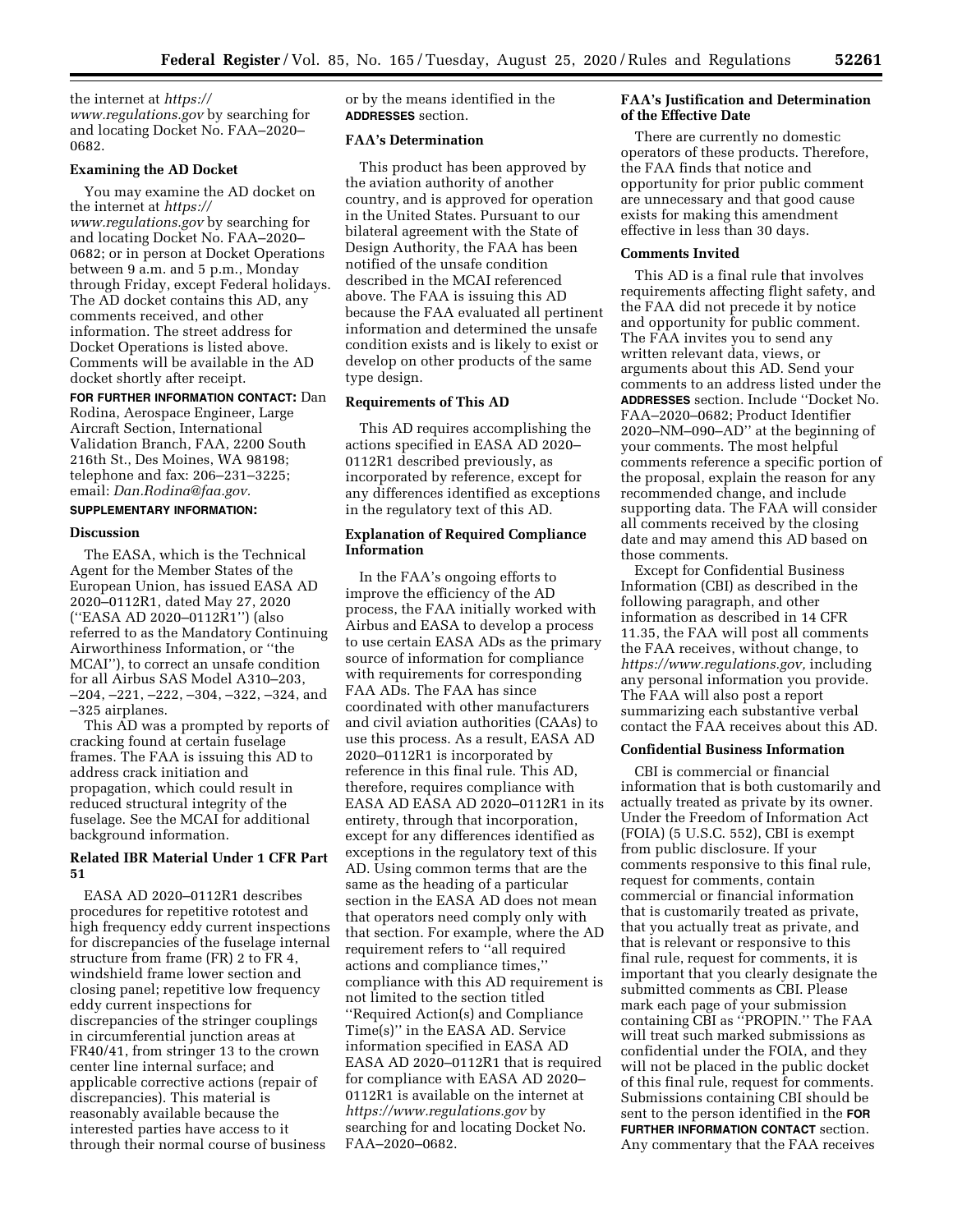the internet at *https://www.regulations.gov* by searching for and locating Docket No. FAA–2020–0682.

**Examining the AD Docket**

You may examine the AD docket on the internet at *https://www.regulations.gov* by searching for and locating Docket No. FAA–2020–0682; or in person at Docket Operations between 9 a.m. and 5 p.m., Monday through Friday, except Federal holidays. The AD docket contains this AD, any comments received, and other information. The street address for Docket Operations is listed above. Comments will be available in the AD docket shortly after receipt.

**FOR FURTHER INFORMATION CONTACT:** Dan Rodina, Aerospace Engineer, Large Aircraft Section, International Validation Branch, FAA, 2200 South 216th St., Des Moines, WA 98198; telephone and fax: 206–231–3225; email: *Dan.Rodina@faa.gov.*

**SUPPLEMENTARY INFORMATION:**

**Discussion**

The EASA, which is the Technical Agent for the Member States of the European Union, has issued EASA AD 2020–0112R1, dated May 27, 2020 (''EASA AD 2020–0112R1'') (also referred to as the Mandatory Continuing Airworthiness Information, or ''the MCAI''), to correct an unsafe condition for all Airbus SAS Model A310–203, –204, –221, –222, –304, –322, –324, and –325 airplanes.

This AD was a prompted by reports of cracking found at certain fuselage frames. The FAA is issuing this AD to address crack initiation and propagation, which could result in reduced structural integrity of the fuselage. See the MCAI for additional background information.

**Related IBR Material Under 1 CFR Part 51**

EASA AD 2020–0112R1 describes procedures for repetitive rototest and high frequency eddy current inspections for discrepancies of the fuselage internal structure from frame (FR) 2 to FR 4, windshield frame lower section and closing panel; repetitive low frequency eddy current inspections for discrepancies of the stringer couplings in circumferential junction areas at FR40/41, from stringer 13 to the crown center line internal surface; and applicable corrective actions (repair of discrepancies). This material is reasonably available because the interested parties have access to it through their normal course of business or by the means identified in the **ADDRESSES** section.

**FAA's Determination**

This product has been approved by the aviation authority of another country, and is approved for operation in the United States. Pursuant to our bilateral agreement with the State of Design Authority, the FAA has been notified of the unsafe condition described in the MCAI referenced above. The FAA is issuing this AD because the FAA evaluated all pertinent information and determined the unsafe condition exists and is likely to exist or develop on other products of the same type design.

**Requirements of This AD**

This AD requires accomplishing the actions specified in EASA AD 2020–0112R1 described previously, as incorporated by reference, except for any differences identified as exceptions in the regulatory text of this AD.

**Explanation of Required Compliance Information**

In the FAA's ongoing efforts to improve the efficiency of the AD process, the FAA initially worked with Airbus and EASA to develop a process to use certain EASA ADs as the primary source of information for compliance with requirements for corresponding FAA ADs. The FAA has since coordinated with other manufacturers and civil aviation authorities (CAAs) to use this process. As a result, EASA AD 2020–0112R1 is incorporated by reference in this final rule. This AD, therefore, requires compliance with EASA AD EASA AD 2020–0112R1 in its entirety, through that incorporation, except for any differences identified as exceptions in the regulatory text of this AD. Using common terms that are the same as the heading of a particular section in the EASA AD does not mean that operators need comply only with that section. For example, where the AD requirement refers to ''all required actions and compliance times,'' compliance with this AD requirement is not limited to the section titled ''Required Action(s) and Compliance Time(s)'' in the EASA AD. Service information specified in EASA AD EASA AD 2020–0112R1 that is required for compliance with EASA AD 2020–0112R1 is available on the internet at *https://www.regulations.gov* by searching for and locating Docket No. FAA–2020–0682.

**FAA's Justification and Determination of the Effective Date**

There are currently no domestic operators of these products. Therefore, the FAA finds that notice and opportunity for prior public comment are unnecessary and that good cause exists for making this amendment effective in less than 30 days.

**Comments Invited**

This AD is a final rule that involves requirements affecting flight safety, and the FAA did not precede it by notice and opportunity for public comment. The FAA invites you to send any written relevant data, views, or arguments about this AD. Send your comments to an address listed under the **ADDRESSES** section. Include ''Docket No. FAA–2020–0682; Product Identifier 2020–NM–090–AD'' at the beginning of your comments. The most helpful comments reference a specific portion of the proposal, explain the reason for any recommended change, and include supporting data. The FAA will consider all comments received by the closing date and may amend this AD based on those comments.

Except for Confidential Business Information (CBI) as described in the following paragraph, and other information as described in 14 CFR 11.35, the FAA will post all comments the FAA receives, without change, to *https://www.regulations.gov,* including any personal information you provide. The FAA will also post a report summarizing each substantive verbal contact the FAA receives about this AD.

**Confidential Business Information**

CBI is commercial or financial information that is both customarily and actually treated as private by its owner. Under the Freedom of Information Act (FOIA) (5 U.S.C. 552), CBI is exempt from public disclosure. If your comments responsive to this final rule, request for comments, contain commercial or financial information that is customarily treated as private, that you actually treat as private, and that is relevant or responsive to this final rule, request for comments, it is important that you clearly designate the submitted comments as CBI. Please mark each page of your submission containing CBI as ''PROPIN.'' The FAA will treat such marked submissions as confidential under the FOIA, and they will not be placed in the public docket of this final rule, request for comments. Submissions containing CBI should be sent to the person identified in the **FOR FURTHER INFORMATION CONTACT** section. Any commentary that the FAA receives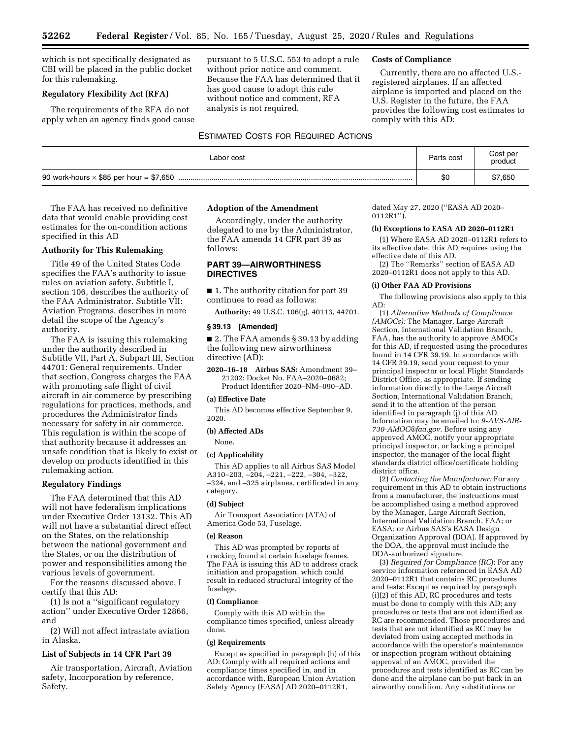which is not specifically designated as CBI will be placed in the public docket for this rulemaking.

**Regulatory Flexibility Act (RFA)**

The requirements of the RFA do not apply when an agency finds good cause pursuant to 5 U.S.C. 553 to adopt a rule without prior notice and comment. Because the FAA has determined that it has good cause to adopt this rule without notice and comment, RFA analysis is not required.

**Costs of Compliance**

Currently, there are no affected U.S.-registered airplanes. If an affected airplane is imported and placed on the U.S. Register in the future, the FAA provides the following cost estimates to comply with this AD:

ESTIMATED COSTS FOR REQUIRED ACTIONS

| Labor cost | Parts cost | Cost per product |
| --- | --- | --- |
| 90 work-hours × $85 per hour = $7,650 | $0 | $7,650 |

The FAA has received no definitive data that would enable providing cost estimates for the on-condition actions specified in this AD

**Authority for This Rulemaking**

Title 49 of the United States Code specifies the FAA's authority to issue rules on aviation safety. Subtitle I, section 106, describes the authority of the FAA Administrator. Subtitle VII: Aviation Programs, describes in more detail the scope of the Agency's authority.

The FAA is issuing this rulemaking under the authority described in Subtitle VII, Part A, Subpart III, Section 44701: General requirements. Under that section, Congress charges the FAA with promoting safe flight of civil aircraft in air commerce by prescribing regulations for practices, methods, and procedures the Administrator finds necessary for safety in air commerce. This regulation is within the scope of that authority because it addresses an unsafe condition that is likely to exist or develop on products identified in this rulemaking action.

**Regulatory Findings**

The FAA determined that this AD will not have federalism implications under Executive Order 13132. This AD will not have a substantial direct effect on the States, on the relationship between the national government and the States, or on the distribution of power and responsibilities among the various levels of government.

For the reasons discussed above, I certify that this AD:

(1) Is not a "significant regulatory action" under Executive Order 12866, and

(2) Will not affect intrastate aviation in Alaska.

**List of Subjects in 14 CFR Part 39**

Air transportation, Aircraft, Aviation safety, Incorporation by reference, Safety.

**Adoption of the Amendment**

Accordingly, under the authority delegated to me by the Administrator, the FAA amends 14 CFR part 39 as follows:

## PART 39—AIRWORTHINESS DIRECTIVES

■ 1. The authority citation for part 39 continues to read as follows:

**Authority:** 49 U.S.C. 106(g), 40113, 44701.

### § 39.13 [Amended]

■ 2. The FAA amends § 39.13 by adding the following new airworthiness directive (AD):

**2020–16–18 Airbus SAS:** Amendment 39–21202; Docket No. FAA–2020–0682; Product Identifier 2020–NM–090–AD.

**(a) Effective Date**

This AD becomes effective September 9, 2020.

**(b) Affected ADs**

None.

**(c) Applicability**

This AD applies to all Airbus SAS Model A310–203, –204, –221, –222, –304, –322, –324, and –325 airplanes, certificated in any category.

**(d) Subject**

Air Transport Association (ATA) of America Code 53, Fuselage.

**(e) Reason**

This AD was prompted by reports of cracking found at certain fuselage frames. The FAA is issuing this AD to address crack initiation and propagation, which could result in reduced structural integrity of the fuselage.

**(f) Compliance**

Comply with this AD within the compliance times specified, unless already done.

**(g) Requirements**

Except as specified in paragraph (h) of this AD: Comply with all required actions and compliance times specified in, and in accordance with, European Union Aviation Safety Agency (EASA) AD 2020–0112R1, dated May 27, 2020 ("EASA AD 2020–0112R1").

**(h) Exceptions to EASA AD 2020–0112R1**

(1) Where EASA AD 2020–0112R1 refers to its effective date, this AD requires using the effective date of this AD.

(2) The "Remarks" section of EASA AD 2020–0112R1 does not apply to this AD.

**(i) Other FAA AD Provisions**

The following provisions also apply to this AD:

(1) *Alternative Methods of Compliance (AMOCs):* The Manager, Large Aircraft Section, International Validation Branch, FAA, has the authority to approve AMOCs for this AD, if requested using the procedures found in 14 CFR 39.19. In accordance with 14 CFR 39.19, send your request to your principal inspector or local Flight Standards District Office, as appropriate. If sending information directly to the Large Aircraft Section, International Validation Branch, send it to the attention of the person identified in paragraph (j) of this AD. Information may be emailed to: *9-AVS-AIR-730-AMOC@faa.gov.* Before using any approved AMOC, notify your appropriate principal inspector, or lacking a principal inspector, the manager of the local flight standards district office/certificate holding district office.

(2) *Contacting the Manufacturer:* For any requirement in this AD to obtain instructions from a manufacturer, the instructions must be accomplished using a method approved by the Manager, Large Aircraft Section, International Validation Branch, FAA; or EASA; or Airbus SAS's EASA Design Organization Approval (DOA). If approved by the DOA, the approval must include the DOA-authorized signature.

(3) *Required for Compliance (RC)*: For any service information referenced in EASA AD 2020–0112R1 that contains RC procedures and tests: Except as required by paragraph (i)(2) of this AD, RC procedures and tests must be done to comply with this AD; any procedures or tests that are not identified as RC are recommended. Those procedures and tests that are not identified as RC may be deviated from using accepted methods in accordance with the operator's maintenance or inspection program without obtaining approval of an AMOC, provided the procedures and tests identified as RC can be done and the airplane can be put back in an airworthy condition. Any substitutions or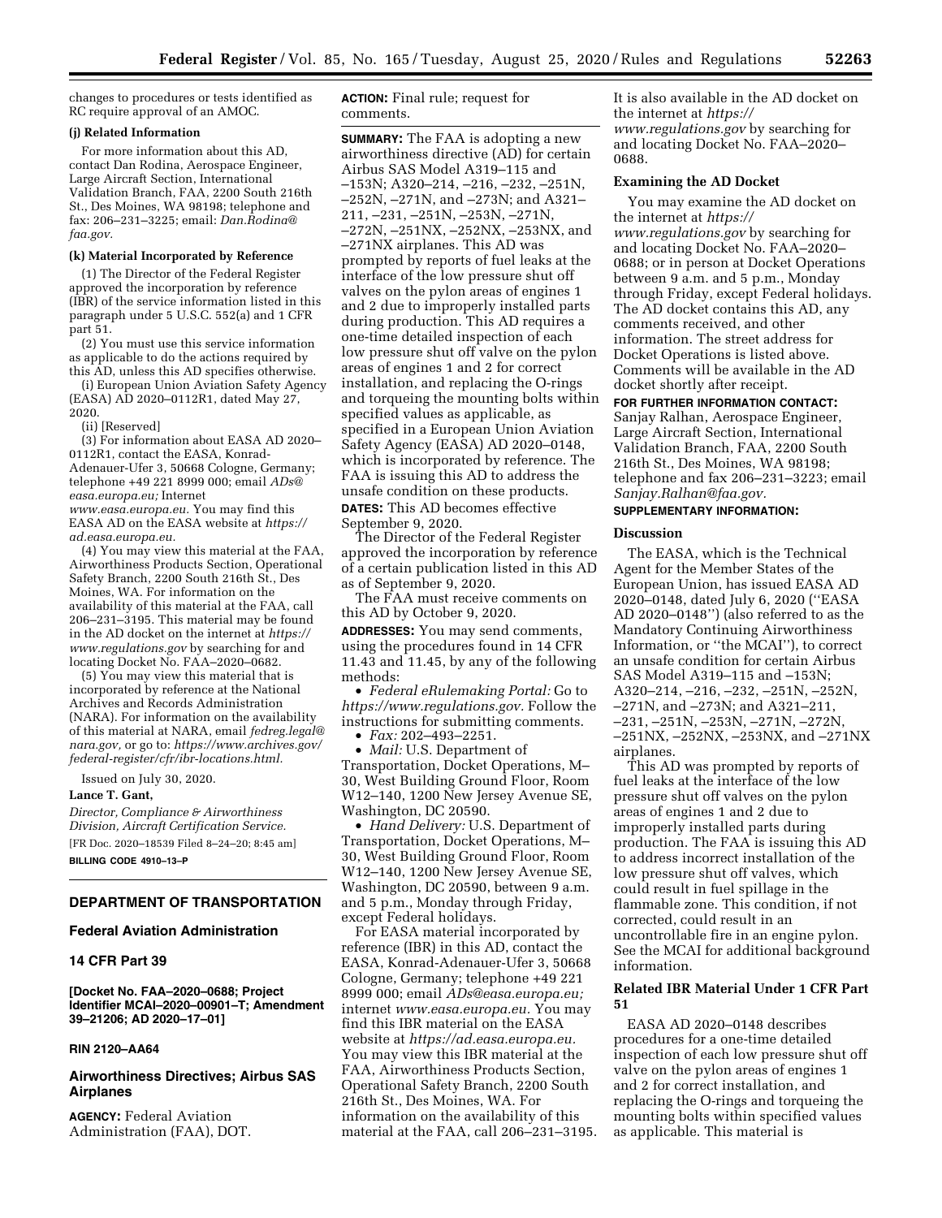changes to procedures or tests identified as RC require approval of an AMOC.

**(j) Related Information**

For more information about this AD, contact Dan Rodina, Aerospace Engineer, Large Aircraft Section, International Validation Branch, FAA, 2200 South 216th St., Des Moines, WA 98198; telephone and fax: 206–231–3225; email: *Dan.Rodina@faa.gov.*

**(k) Material Incorporated by Reference**

(1) The Director of the Federal Register approved the incorporation by reference (IBR) of the service information listed in this paragraph under 5 U.S.C. 552(a) and 1 CFR part 51.

(2) You must use this service information as applicable to do the actions required by this AD, unless this AD specifies otherwise.

(i) European Union Aviation Safety Agency (EASA) AD 2020–0112R1, dated May 27, 2020.

(ii) [Reserved]

(3) For information about EASA AD 2020–0112R1, contact the EASA, Konrad-Adenauer-Ufer 3, 50668 Cologne, Germany; telephone +49 221 8999 000; email *ADs@easa.europa.eu;* Internet *www.easa.europa.eu.* You may find this EASA AD on the EASA website at *https://ad.easa.europa.eu.*

(4) You may view this material at the FAA, Airworthiness Products Section, Operational Safety Branch, 2200 South 216th St., Des Moines, WA. For information on the availability of this material at the FAA, call 206–231–3195. This material may be found in the AD docket on the internet at *https://www.regulations.gov* by searching for and locating Docket No. FAA–2020–0682.

(5) You may view this material that is incorporated by reference at the National Archives and Records Administration (NARA). For information on the availability of this material at NARA, email *fedreg.legal@nara.gov,* or go to: *https://www.archives.gov/federal-register/cfr/ibr-locations.html.*

Issued on July 30, 2020.

**Lance T. Gant,**

*Director, Compliance & Airworthiness Division, Aircraft Certification Service.*

[FR Doc. 2020–18539 Filed 8–24–20; 8:45 am]

**BILLING CODE 4910–13–P**

## DEPARTMENT OF TRANSPORTATION

### Federal Aviation Administration

### 14 CFR Part 39

**[Docket No. FAA–2020–0688; Project Identifier MCAI–2020–00901–T; Amendment 39–21206; AD 2020–17–01]**

**RIN 2120–AA64**

### Airworthiness Directives; Airbus SAS Airplanes

**AGENCY:** Federal Aviation Administration (FAA), DOT.

**ACTION:** Final rule; request for comments.

**SUMMARY:** The FAA is adopting a new airworthiness directive (AD) for certain Airbus SAS Model A319–115 and –153N; A320–214, –216, –232, –251N, –252N, –271N, and –273N; and A321–211, –231, –251N, –253N, –271N, –272N, –251NX, –252NX, –253NX, and –271NX airplanes. This AD was prompted by reports of fuel leaks at the interface of the low pressure shut off valves on the pylon areas of engines 1 and 2 due to improperly installed parts during production. This AD requires a one-time detailed inspection of each low pressure shut off valve on the pylon areas of engines 1 and 2 for correct installation, and replacing the O-rings and torqueing the mounting bolts within specified values as applicable, as specified in a European Union Aviation Safety Agency (EASA) AD 2020–0148, which is incorporated by reference. The FAA is issuing this AD to address the unsafe condition on these products.

**DATES:** This AD becomes effective September 9, 2020.

The Director of the Federal Register approved the incorporation by reference of a certain publication listed in this AD as of September 9, 2020.

The FAA must receive comments on this AD by October 9, 2020.

**ADDRESSES:** You may send comments, using the procedures found in 14 CFR 11.43 and 11.45, by any of the following methods:

- *Federal eRulemaking Portal:* Go to *https://www.regulations.gov.* Follow the instructions for submitting comments.
- *Fax:* 202–493–2251.
- *Mail:* U.S. Department of Transportation, Docket Operations, M–30, West Building Ground Floor, Room W12–140, 1200 New Jersey Avenue SE, Washington, DC 20590.
- *Hand Delivery:* U.S. Department of Transportation, Docket Operations, M–30, West Building Ground Floor, Room W12–140, 1200 New Jersey Avenue SE, Washington, DC 20590, between 9 a.m. and 5 p.m., Monday through Friday, except Federal holidays.

For EASA material incorporated by reference (IBR) in this AD, contact the EASA, Konrad-Adenauer-Ufer 3, 50668 Cologne, Germany; telephone +49 221 8999 000; email *ADs@easa.europa.eu;* internet *www.easa.europa.eu.* You may find this IBR material on the EASA website at *https://ad.easa.europa.eu.* You may view this IBR material at the FAA, Airworthiness Products Section, Operational Safety Branch, 2200 South 216th St., Des Moines, WA. For information on the availability of this material at the FAA, call 206–231–3195. It is also available in the AD docket on the internet at *https://www.regulations.gov* by searching for and locating Docket No. FAA–2020–0688.

**Examining the AD Docket**

You may examine the AD docket on the internet at *https://www.regulations.gov* by searching for and locating Docket No. FAA–2020–0688; or in person at Docket Operations between 9 a.m. and 5 p.m., Monday through Friday, except Federal holidays. The AD docket contains this AD, any comments received, and other information. The street address for Docket Operations is listed above. Comments will be available in the AD docket shortly after receipt.

**FOR FURTHER INFORMATION CONTACT:** Sanjay Ralhan, Aerospace Engineer, Large Aircraft Section, International Validation Branch, FAA, 2200 South 216th St., Des Moines, WA 98198; telephone and fax 206–231–3223; email *Sanjay.Ralhan@faa.gov.*

**SUPPLEMENTARY INFORMATION:**

**Discussion**

The EASA, which is the Technical Agent for the Member States of the European Union, has issued EASA AD 2020–0148, dated July 6, 2020 (''EASA AD 2020–0148'') (also referred to as the Mandatory Continuing Airworthiness Information, or ''the MCAI''), to correct an unsafe condition for certain Airbus SAS Model A319–115 and –153N; A320–214, –216, –232, –251N, –252N, –271N, and –273N; and A321–211, –231, –251N, –253N, –271N, –272N, –251NX, –252NX, –253NX, and –271NX airplanes.

This AD was prompted by reports of fuel leaks at the interface of the low pressure shut off valves on the pylon areas of engines 1 and 2 due to improperly installed parts during production. The FAA is issuing this AD to address incorrect installation of the low pressure shut off valves, which could result in fuel spillage in the flammable zone. This condition, if not corrected, could result in an uncontrollable fire in an engine pylon. See the MCAI for additional background information.

**Related IBR Material Under 1 CFR Part 51**

EASA AD 2020–0148 describes procedures for a one-time detailed inspection of each low pressure shut off valve on the pylon areas of engines 1 and 2 for correct installation, and replacing the O-rings and torqueing the mounting bolts within specified values as applicable. This material is